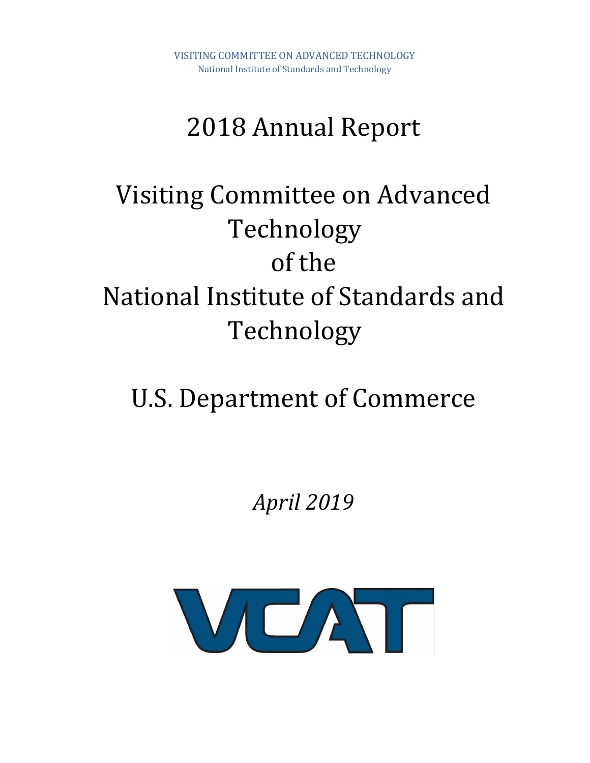VISITING COMMITTEE ON ADVANCED TECHNOLOGY
National Institute of Standards and Technology

# 2018 Annual Report

# Visiting Committee on Advanced Technology of the National Institute of Standards and Technology

# U.S. Department of Commerce

*April 2019*

VCAT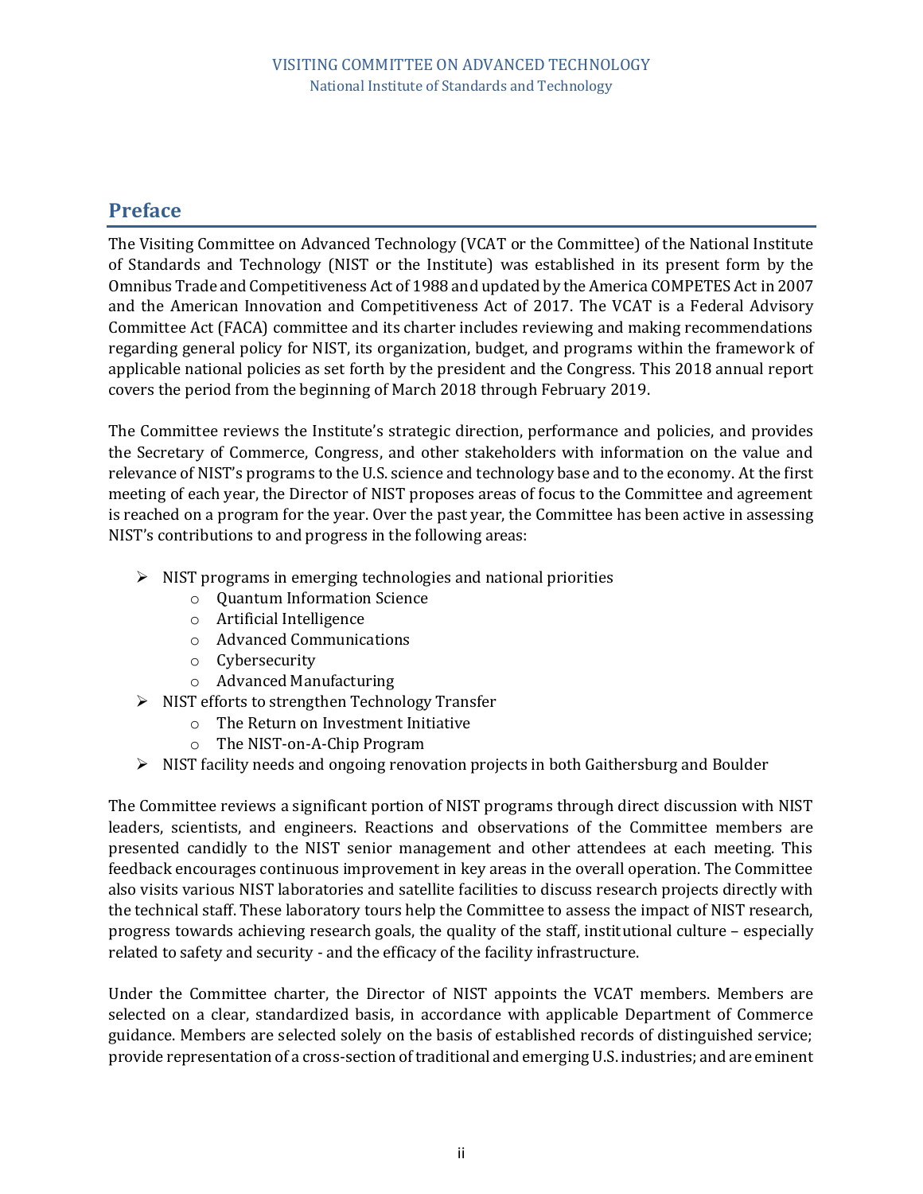## Preface

The Visiting Committee on Advanced Technology (VCAT or the Committee) of the National Institute of Standards and Technology (NIST or the Institute) was established in its present form by the Omnibus Trade and Competitiveness Act of 1988 and updated by the America COMPETES Act in 2007 and the American Innovation and Competitiveness Act of 2017. The VCAT is a Federal Advisory Committee Act (FACA) committee and its charter includes reviewing and making recommendations regarding general policy for NIST, its organization, budget, and programs within the framework of applicable national policies as set forth by the president and the Congress. This 2018 annual report covers the period from the beginning of March 2018 through February 2019.

The Committee reviews the Institute's strategic direction, performance and policies, and provides the Secretary of Commerce, Congress, and other stakeholders with information on the value and relevance of NIST's programs to the U.S. science and technology base and to the economy. At the first meeting of each year, the Director of NIST proposes areas of focus to the Committee and agreement is reached on a program for the year. Over the past year, the Committee has been active in assessing NIST's contributions to and progress in the following areas:

- NIST programs in emerging technologies and national priorities
  - Quantum Information Science
  - Artificial Intelligence
  - Advanced Communications
  - Cybersecurity
  - Advanced Manufacturing
- NIST efforts to strengthen Technology Transfer
  - The Return on Investment Initiative
  - The NIST-on-A-Chip Program
- NIST facility needs and ongoing renovation projects in both Gaithersburg and Boulder

The Committee reviews a significant portion of NIST programs through direct discussion with NIST leaders, scientists, and engineers. Reactions and observations of the Committee members are presented candidly to the NIST senior management and other attendees at each meeting. This feedback encourages continuous improvement in key areas in the overall operation. The Committee also visits various NIST laboratories and satellite facilities to discuss research projects directly with the technical staff. These laboratory tours help the Committee to assess the impact of NIST research, progress towards achieving research goals, the quality of the staff, institutional culture – especially related to safety and security - and the efficacy of the facility infrastructure.

Under the Committee charter, the Director of NIST appoints the VCAT members. Members are selected on a clear, standardized basis, in accordance with applicable Department of Commerce guidance. Members are selected solely on the basis of established records of distinguished service; provide representation of a cross-section of traditional and emerging U.S. industries; and are eminent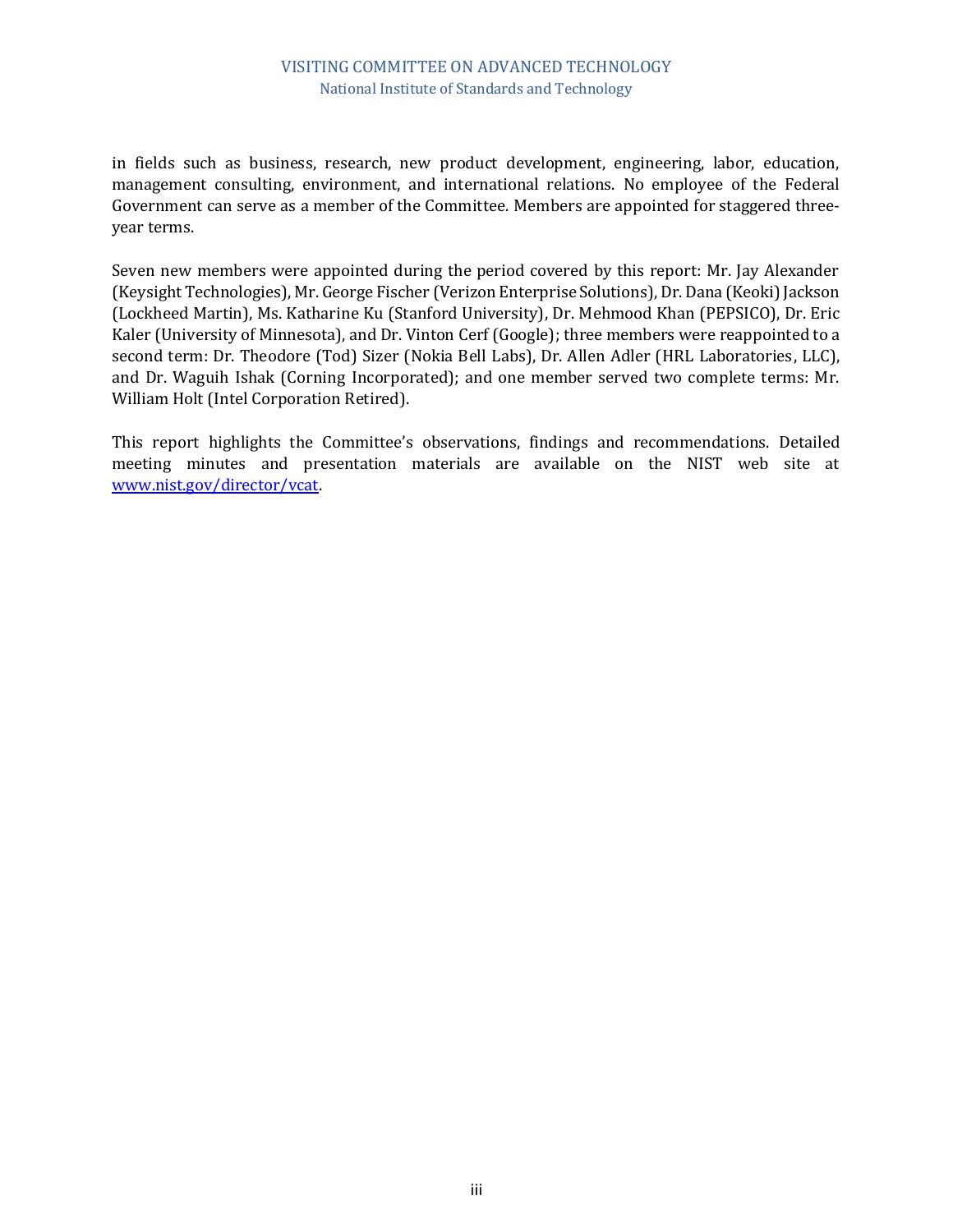in fields such as business, research, new product development, engineering, labor, education, management consulting, environment, and international relations. No employee of the Federal Government can serve as a member of the Committee. Members are appointed for staggered three-year terms.

Seven new members were appointed during the period covered by this report: Mr. Jay Alexander (Keysight Technologies), Mr. George Fischer (Verizon Enterprise Solutions), Dr. Dana (Keoki) Jackson (Lockheed Martin), Ms. Katharine Ku (Stanford University), Dr. Mehmood Khan (PEPSICO), Dr. Eric Kaler (University of Minnesota), and Dr. Vinton Cerf (Google); three members were reappointed to a second term: Dr. Theodore (Tod) Sizer (Nokia Bell Labs), Dr. Allen Adler (HRL Laboratories, LLC), and Dr. Waguih Ishak (Corning Incorporated); and one member served two complete terms: Mr. William Holt (Intel Corporation Retired).

This report highlights the Committee's observations, findings and recommendations. Detailed meeting minutes and presentation materials are available on the NIST web site at [www.nist.gov/director/vcat](www.nist.gov/director/vcat).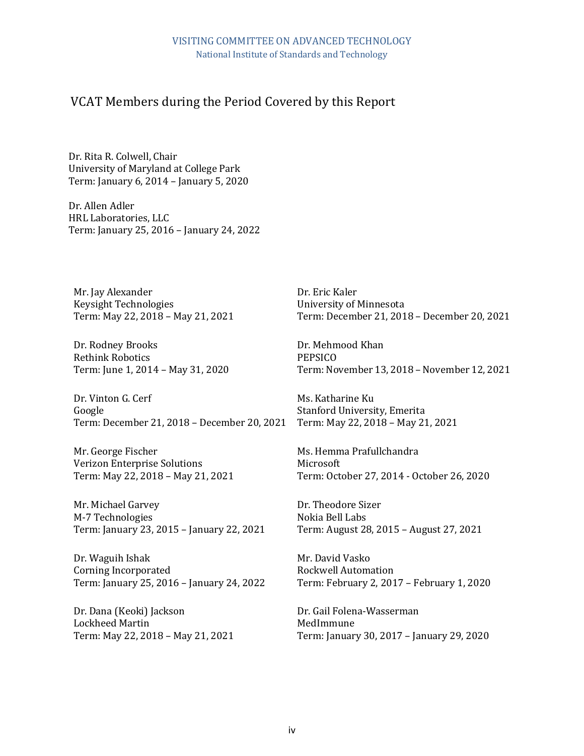VISITING COMMITTEE ON ADVANCED TECHNOLOGY
National Institute of Standards and Technology

## VCAT Members during the Period Covered by this Report

Dr. Rita R. Colwell, Chair
University of Maryland at College Park
Term: January 6, 2014 – January 5, 2020

Dr. Allen Adler
HRL Laboratories, LLC
Term: January 25, 2016 – January 24, 2022

Mr. Jay Alexander
Keysight Technologies
Term: May 22, 2018 – May 21, 2021

Dr. Rodney Brooks
Rethink Robotics
Term: June 1, 2014 – May 31, 2020

Dr. Vinton G. Cerf
Google
Term: December 21, 2018 – December 20, 2021

Mr. George Fischer
Verizon Enterprise Solutions
Term: May 22, 2018 – May 21, 2021

Mr. Michael Garvey
M-7 Technologies
Term: January 23, 2015 – January 22, 2021

Dr. Waguih Ishak
Corning Incorporated
Term: January 25, 2016 – January 24, 2022

Dr. Dana (Keoki) Jackson
Lockheed Martin
Term: May 22, 2018 – May 21, 2021

Dr. Eric Kaler
University of Minnesota
Term: December 21, 2018 – December 20, 2021

Dr. Mehmood Khan
PEPSICO
Term: November 13, 2018 – November 12, 2021

Ms. Katharine Ku
Stanford University, Emerita
Term: May 22, 2018 – May 21, 2021

Ms. Hemma Prafullchandra
Microsoft
Term: October 27, 2014 - October 26, 2020

Dr. Theodore Sizer
Nokia Bell Labs
Term: August 28, 2015 – August 27, 2021

Mr. David Vasko
Rockwell Automation
Term: February 2, 2017 – February 1, 2020

Dr. Gail Folena-Wasserman
MedImmune
Term: January 30, 2017 – January 29, 2020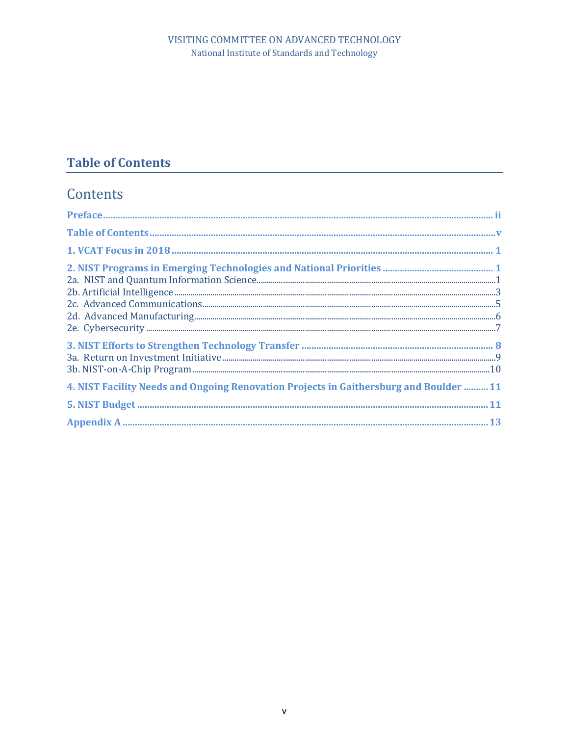## Table of Contents

# Contents

**Preface** ........ ii

**Table of Contents** ........ v

**1. VCAT Focus in 2018** ........ 1

**2. NIST Programs in Emerging Technologies and National Priorities** ........ 1

2a. NIST and Quantum Information Science ........ 1

2b. Artificial Intelligence ........ 3

2c. Advanced Communications ........ 5

2d. Advanced Manufacturing ........ 6

2e. Cybersecurity ........ 7

**3. NIST Efforts to Strengthen Technology Transfer** ........ 8

3a. Return on Investment Initiative ........ 9

3b. NIST-on-A-Chip Program ........ 10

**4. NIST Facility Needs and Ongoing Renovation Projects in Gaithersburg and Boulder** ........ 11

**5. NIST Budget** ........ 11

**Appendix A** ........ 13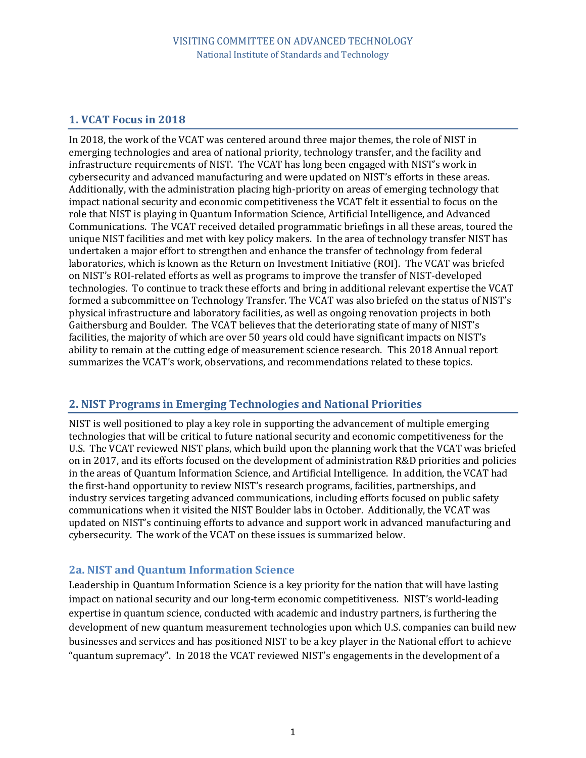## 1. VCAT Focus in 2018

In 2018, the work of the VCAT was centered around three major themes, the role of NIST in emerging technologies and area of national priority, technology transfer, and the facility and infrastructure requirements of NIST. The VCAT has long been engaged with NIST's work in cybersecurity and advanced manufacturing and were updated on NIST's efforts in these areas. Additionally, with the administration placing high-priority on areas of emerging technology that impact national security and economic competitiveness the VCAT felt it essential to focus on the role that NIST is playing in Quantum Information Science, Artificial Intelligence, and Advanced Communications. The VCAT received detailed programmatic briefings in all these areas, toured the unique NIST facilities and met with key policy makers. In the area of technology transfer NIST has undertaken a major effort to strengthen and enhance the transfer of technology from federal laboratories, which is known as the Return on Investment Initiative (ROI). The VCAT was briefed on NIST's ROI-related efforts as well as programs to improve the transfer of NIST-developed technologies. To continue to track these efforts and bring in additional relevant expertise the VCAT formed a subcommittee on Technology Transfer. The VCAT was also briefed on the status of NIST's physical infrastructure and laboratory facilities, as well as ongoing renovation projects in both Gaithersburg and Boulder. The VCAT believes that the deteriorating state of many of NIST's facilities, the majority of which are over 50 years old could have significant impacts on NIST's ability to remain at the cutting edge of measurement science research. This 2018 Annual report summarizes the VCAT's work, observations, and recommendations related to these topics.

## 2. NIST Programs in Emerging Technologies and National Priorities

NIST is well positioned to play a key role in supporting the advancement of multiple emerging technologies that will be critical to future national security and economic competitiveness for the U.S. The VCAT reviewed NIST plans, which build upon the planning work that the VCAT was briefed on in 2017, and its efforts focused on the development of administration R&D priorities and policies in the areas of Quantum Information Science, and Artificial Intelligence. In addition, the VCAT had the first-hand opportunity to review NIST's research programs, facilities, partnerships, and industry services targeting advanced communications, including efforts focused on public safety communications when it visited the NIST Boulder labs in October. Additionally, the VCAT was updated on NIST's continuing efforts to advance and support work in advanced manufacturing and cybersecurity. The work of the VCAT on these issues is summarized below.

### 2a. NIST and Quantum Information Science

Leadership in Quantum Information Science is a key priority for the nation that will have lasting impact on national security and our long-term economic competitiveness. NIST's world-leading expertise in quantum science, conducted with academic and industry partners, is furthering the development of new quantum measurement technologies upon which U.S. companies can build new businesses and services and has positioned NIST to be a key player in the National effort to achieve "quantum supremacy". In 2018 the VCAT reviewed NIST's engagements in the development of a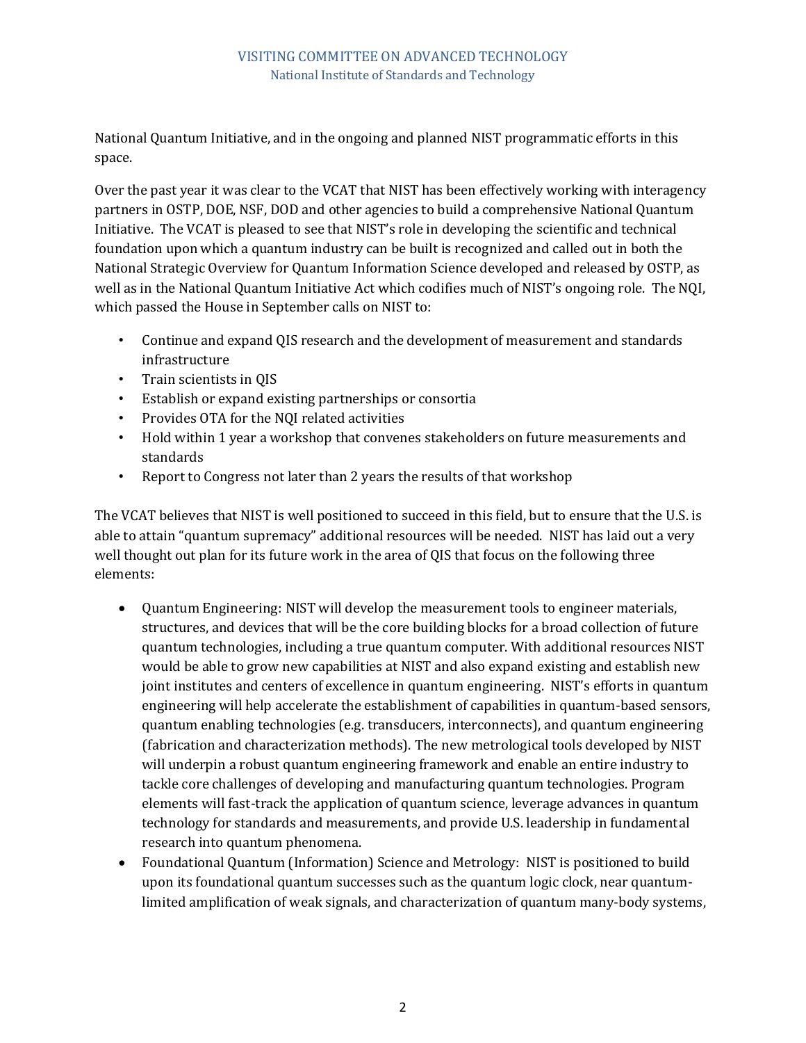National Quantum Initiative, and in the ongoing and planned NIST programmatic efforts in this space.

Over the past year it was clear to the VCAT that NIST has been effectively working with interagency partners in OSTP, DOE, NSF, DOD and other agencies to build a comprehensive National Quantum Initiative. The VCAT is pleased to see that NIST's role in developing the scientific and technical foundation upon which a quantum industry can be built is recognized and called out in both the National Strategic Overview for Quantum Information Science developed and released by OSTP, as well as in the National Quantum Initiative Act which codifies much of NIST's ongoing role. The NQI, which passed the House in September calls on NIST to:

- Continue and expand QIS research and the development of measurement and standards infrastructure
- Train scientists in QIS
- Establish or expand existing partnerships or consortia
- Provides OTA for the NQI related activities
- Hold within 1 year a workshop that convenes stakeholders on future measurements and standards
- Report to Congress not later than 2 years the results of that workshop

The VCAT believes that NIST is well positioned to succeed in this field, but to ensure that the U.S. is able to attain "quantum supremacy" additional resources will be needed. NIST has laid out a very well thought out plan for its future work in the area of QIS that focus on the following three elements:

- Quantum Engineering: NIST will develop the measurement tools to engineer materials, structures, and devices that will be the core building blocks for a broad collection of future quantum technologies, including a true quantum computer. With additional resources NIST would be able to grow new capabilities at NIST and also expand existing and establish new joint institutes and centers of excellence in quantum engineering. NIST's efforts in quantum engineering will help accelerate the establishment of capabilities in quantum-based sensors, quantum enabling technologies (e.g. transducers, interconnects), and quantum engineering (fabrication and characterization methods). The new metrological tools developed by NIST will underpin a robust quantum engineering framework and enable an entire industry to tackle core challenges of developing and manufacturing quantum technologies. Program elements will fast-track the application of quantum science, leverage advances in quantum technology for standards and measurements, and provide U.S. leadership in fundamental research into quantum phenomena.
- Foundational Quantum (Information) Science and Metrology: NIST is positioned to build upon its foundational quantum successes such as the quantum logic clock, near quantum-limited amplification of weak signals, and characterization of quantum many-body systems,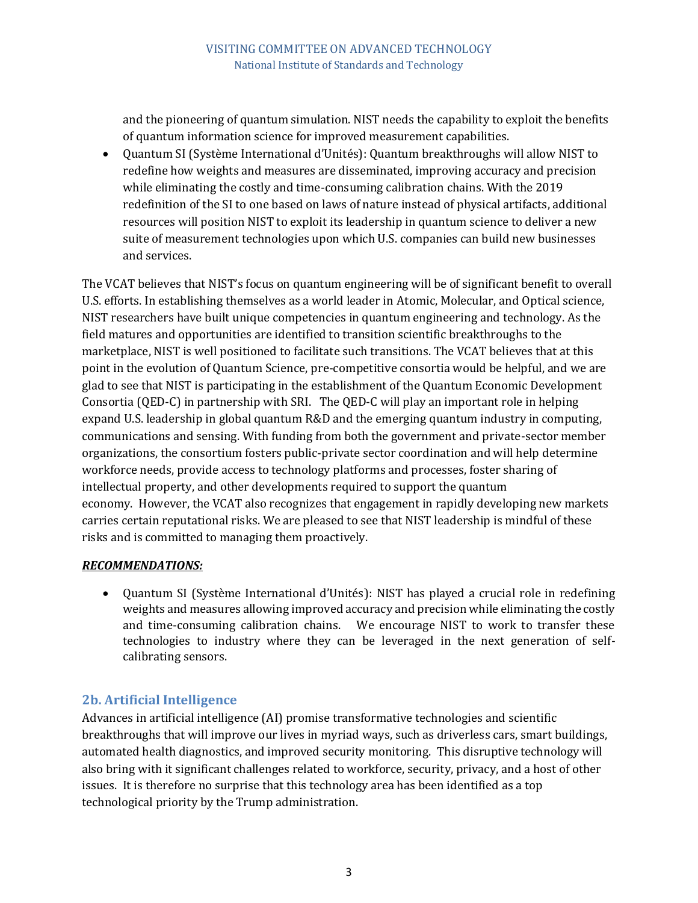and the pioneering of quantum simulation. NIST needs the capability to exploit the benefits of quantum information science for improved measurement capabilities.

- Quantum SI (Système International d'Unités): Quantum breakthroughs will allow NIST to redefine how weights and measures are disseminated, improving accuracy and precision while eliminating the costly and time-consuming calibration chains. With the 2019 redefinition of the SI to one based on laws of nature instead of physical artifacts, additional resources will position NIST to exploit its leadership in quantum science to deliver a new suite of measurement technologies upon which U.S. companies can build new businesses and services.

The VCAT believes that NIST's focus on quantum engineering will be of significant benefit to overall U.S. efforts. In establishing themselves as a world leader in Atomic, Molecular, and Optical science, NIST researchers have built unique competencies in quantum engineering and technology. As the field matures and opportunities are identified to transition scientific breakthroughs to the marketplace, NIST is well positioned to facilitate such transitions. The VCAT believes that at this point in the evolution of Quantum Science, pre-competitive consortia would be helpful, and we are glad to see that NIST is participating in the establishment of the Quantum Economic Development Consortia (QED-C) in partnership with SRI. The QED-C will play an important role in helping expand U.S. leadership in global quantum R&D and the emerging quantum industry in computing, communications and sensing. With funding from both the government and private-sector member organizations, the consortium fosters public-private sector coordination and will help determine workforce needs, provide access to technology platforms and processes, foster sharing of intellectual property, and other developments required to support the quantum economy. However, the VCAT also recognizes that engagement in rapidly developing new markets carries certain reputational risks. We are pleased to see that NIST leadership is mindful of these risks and is committed to managing them proactively.

***RECOMMENDATIONS:***

- Quantum SI (Système International d'Unités): NIST has played a crucial role in redefining weights and measures allowing improved accuracy and precision while eliminating the costly and time-consuming calibration chains. We encourage NIST to work to transfer these technologies to industry where they can be leveraged in the next generation of self-calibrating sensors.

## 2b. Artificial Intelligence

Advances in artificial intelligence (AI) promise transformative technologies and scientific breakthroughs that will improve our lives in myriad ways, such as driverless cars, smart buildings, automated health diagnostics, and improved security monitoring. This disruptive technology will also bring with it significant challenges related to workforce, security, privacy, and a host of other issues. It is therefore no surprise that this technology area has been identified as a top technological priority by the Trump administration.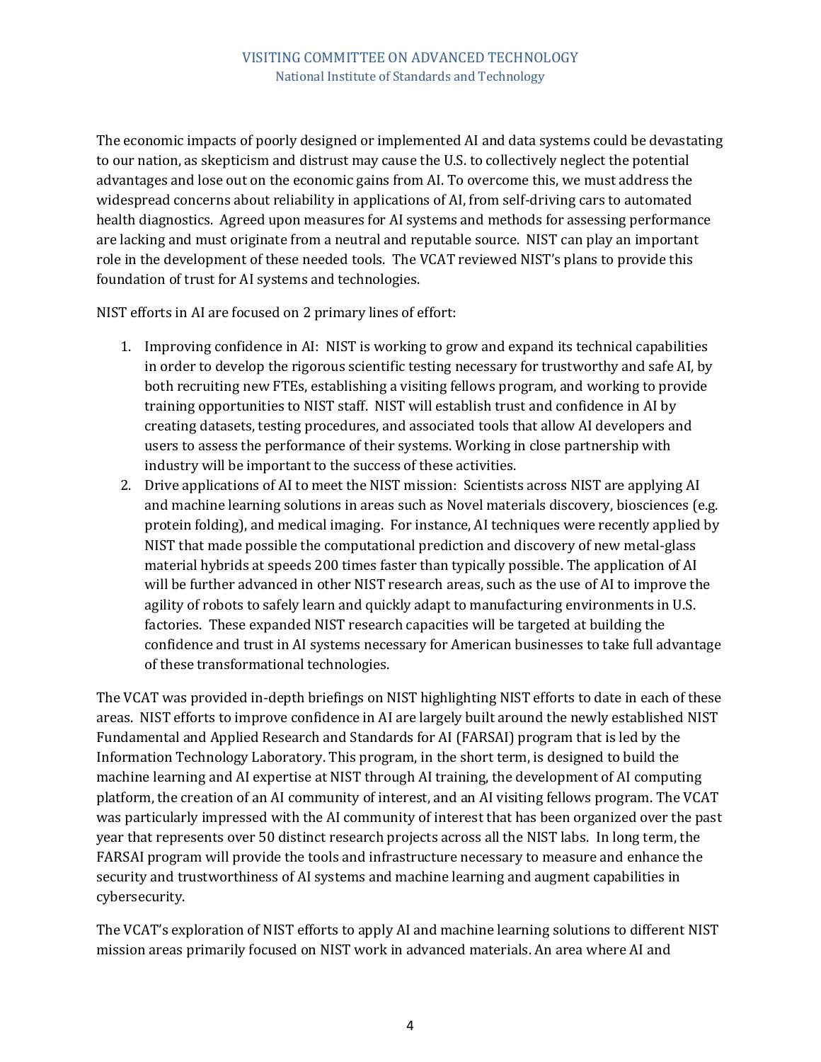The economic impacts of poorly designed or implemented AI and data systems could be devastating to our nation, as skepticism and distrust may cause the U.S. to collectively neglect the potential advantages and lose out on the economic gains from AI. To overcome this, we must address the widespread concerns about reliability in applications of AI, from self-driving cars to automated health diagnostics. Agreed upon measures for AI systems and methods for assessing performance are lacking and must originate from a neutral and reputable source. NIST can play an important role in the development of these needed tools. The VCAT reviewed NIST's plans to provide this foundation of trust for AI systems and technologies.

NIST efforts in AI are focused on 2 primary lines of effort:

1. Improving confidence in AI: NIST is working to grow and expand its technical capabilities in order to develop the rigorous scientific testing necessary for trustworthy and safe AI, by both recruiting new FTEs, establishing a visiting fellows program, and working to provide training opportunities to NIST staff. NIST will establish trust and confidence in AI by creating datasets, testing procedures, and associated tools that allow AI developers and users to assess the performance of their systems. Working in close partnership with industry will be important to the success of these activities.
2. Drive applications of AI to meet the NIST mission: Scientists across NIST are applying AI and machine learning solutions in areas such as Novel materials discovery, biosciences (e.g. protein folding), and medical imaging. For instance, AI techniques were recently applied by NIST that made possible the computational prediction and discovery of new metal-glass material hybrids at speeds 200 times faster than typically possible. The application of AI will be further advanced in other NIST research areas, such as the use of AI to improve the agility of robots to safely learn and quickly adapt to manufacturing environments in U.S. factories. These expanded NIST research capacities will be targeted at building the confidence and trust in AI systems necessary for American businesses to take full advantage of these transformational technologies.

The VCAT was provided in-depth briefings on NIST highlighting NIST efforts to date in each of these areas. NIST efforts to improve confidence in AI are largely built around the newly established NIST Fundamental and Applied Research and Standards for AI (FARSAI) program that is led by the Information Technology Laboratory. This program, in the short term, is designed to build the machine learning and AI expertise at NIST through AI training, the development of AI computing platform, the creation of an AI community of interest, and an AI visiting fellows program. The VCAT was particularly impressed with the AI community of interest that has been organized over the past year that represents over 50 distinct research projects across all the NIST labs. In long term, the FARSAI program will provide the tools and infrastructure necessary to measure and enhance the security and trustworthiness of AI systems and machine learning and augment capabilities in cybersecurity.

The VCAT's exploration of NIST efforts to apply AI and machine learning solutions to different NIST mission areas primarily focused on NIST work in advanced materials. An area where AI and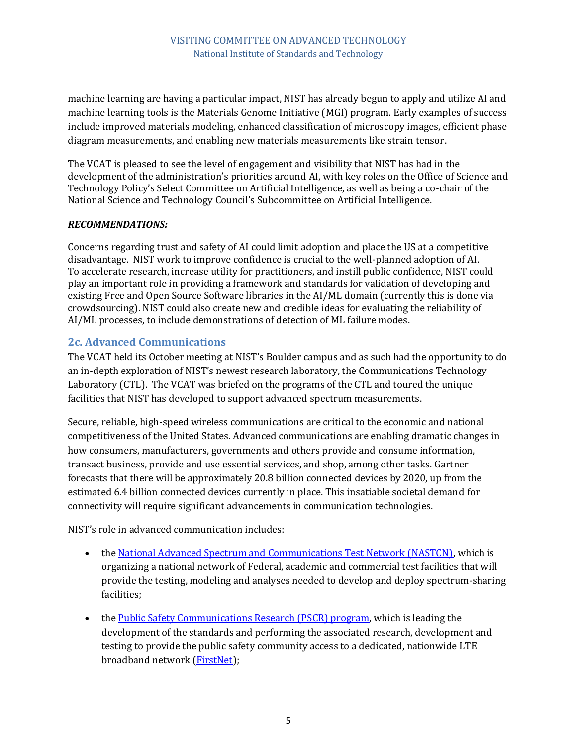machine learning are having a particular impact, NIST has already begun to apply and utilize AI and machine learning tools is the Materials Genome Initiative (MGI) program. Early examples of success include improved materials modeling, enhanced classification of microscopy images, efficient phase diagram measurements, and enabling new materials measurements like strain tensor.

The VCAT is pleased to see the level of engagement and visibility that NIST has had in the development of the administration's priorities around AI, with key roles on the Office of Science and Technology Policy's Select Committee on Artificial Intelligence, as well as being a co-chair of the National Science and Technology Council's Subcommittee on Artificial Intelligence.

***RECOMMENDATIONS:***

Concerns regarding trust and safety of AI could limit adoption and place the US at a competitive disadvantage. NIST work to improve confidence is crucial to the well-planned adoption of AI. To accelerate research, increase utility for practitioners, and instill public confidence, NIST could play an important role in providing a framework and standards for validation of developing and existing Free and Open Source Software libraries in the AI/ML domain (currently this is done via crowdsourcing). NIST could also create new and credible ideas for evaluating the reliability of AI/ML processes, to include demonstrations of detection of ML failure modes.

### 2c. Advanced Communications

The VCAT held its October meeting at NIST's Boulder campus and as such had the opportunity to do an in-depth exploration of NIST's newest research laboratory, the Communications Technology Laboratory (CTL). The VCAT was briefed on the programs of the CTL and toured the unique facilities that NIST has developed to support advanced spectrum measurements.

Secure, reliable, high-speed wireless communications are critical to the economic and national competitiveness of the United States. Advanced communications are enabling dramatic changes in how consumers, manufacturers, governments and others provide and consume information, transact business, provide and use essential services, and shop, among other tasks. Gartner forecasts that there will be approximately 20.8 billion connected devices by 2020, up from the estimated 6.4 billion connected devices currently in place. This insatiable societal demand for connectivity will require significant advancements in communication technologies.

NIST's role in advanced communication includes:

- the National Advanced Spectrum and Communications Test Network (NASTCN), which is organizing a national network of Federal, academic and commercial test facilities that will provide the testing, modeling and analyses needed to develop and deploy spectrum-sharing facilities;
- the Public Safety Communications Research (PSCR) program, which is leading the development of the standards and performing the associated research, development and testing to provide the public safety community access to a dedicated, nationwide LTE broadband network (FirstNet);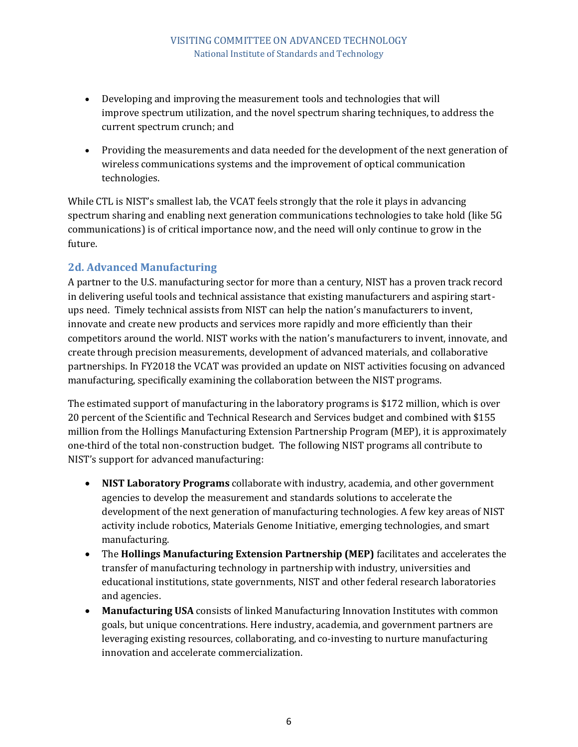- Developing and improving the measurement tools and technologies that will improve spectrum utilization, and the novel spectrum sharing techniques, to address the current spectrum crunch; and

- Providing the measurements and data needed for the development of the next generation of wireless communications systems and the improvement of optical communication technologies.

While CTL is NIST's smallest lab, the VCAT feels strongly that the role it plays in advancing spectrum sharing and enabling next generation communications technologies to take hold (like 5G communications) is of critical importance now, and the need will only continue to grow in the future.

### 2d. Advanced Manufacturing

A partner to the U.S. manufacturing sector for more than a century, NIST has a proven track record in delivering useful tools and technical assistance that existing manufacturers and aspiring start-ups need. Timely technical assists from NIST can help the nation's manufacturers to invent, innovate and create new products and services more rapidly and more efficiently than their competitors around the world. NIST works with the nation's manufacturers to invent, innovate, and create through precision measurements, development of advanced materials, and collaborative partnerships. In FY2018 the VCAT was provided an update on NIST activities focusing on advanced manufacturing, specifically examining the collaboration between the NIST programs.

The estimated support of manufacturing in the laboratory programs is $172 million, which is over 20 percent of the Scientific and Technical Research and Services budget and combined with $155 million from the Hollings Manufacturing Extension Partnership Program (MEP), it is approximately one-third of the total non-construction budget. The following NIST programs all contribute to NIST's support for advanced manufacturing:

- **NIST Laboratory Programs** collaborate with industry, academia, and other government agencies to develop the measurement and standards solutions to accelerate the development of the next generation of manufacturing technologies. A few key areas of NIST activity include robotics, Materials Genome Initiative, emerging technologies, and smart manufacturing.
- The **Hollings Manufacturing Extension Partnership (MEP)** facilitates and accelerates the transfer of manufacturing technology in partnership with industry, universities and educational institutions, state governments, NIST and other federal research laboratories and agencies.
- **Manufacturing USA** consists of linked Manufacturing Innovation Institutes with common goals, but unique concentrations. Here industry, academia, and government partners are leveraging existing resources, collaborating, and co-investing to nurture manufacturing innovation and accelerate commercialization.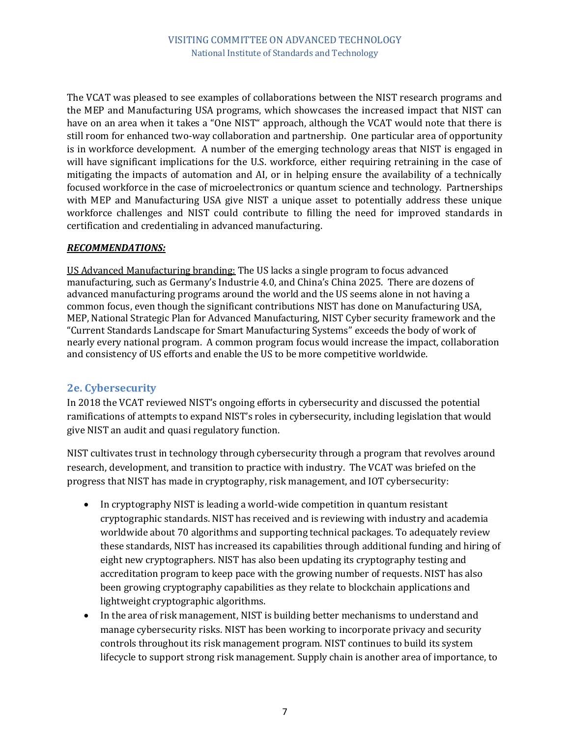The VCAT was pleased to see examples of collaborations between the NIST research programs and the MEP and Manufacturing USA programs, which showcases the increased impact that NIST can have on an area when it takes a "One NIST" approach, although the VCAT would note that there is still room for enhanced two-way collaboration and partnership. One particular area of opportunity is in workforce development. A number of the emerging technology areas that NIST is engaged in will have significant implications for the U.S. workforce, either requiring retraining in the case of mitigating the impacts of automation and AI, or in helping ensure the availability of a technically focused workforce in the case of microelectronics or quantum science and technology. Partnerships with MEP and Manufacturing USA give NIST a unique asset to potentially address these unique workforce challenges and NIST could contribute to filling the need for improved standards in certification and credentialing in advanced manufacturing.

***RECOMMENDATIONS:***

US Advanced Manufacturing branding: The US lacks a single program to focus advanced manufacturing, such as Germany's Industrie 4.0, and China's China 2025. There are dozens of advanced manufacturing programs around the world and the US seems alone in not having a common focus, even though the significant contributions NIST has done on Manufacturing USA, MEP, National Strategic Plan for Advanced Manufacturing, NIST Cyber security framework and the "Current Standards Landscape for Smart Manufacturing Systems" exceeds the body of work of nearly every national program. A common program focus would increase the impact, collaboration and consistency of US efforts and enable the US to be more competitive worldwide.

## 2e. Cybersecurity

In 2018 the VCAT reviewed NIST's ongoing efforts in cybersecurity and discussed the potential ramifications of attempts to expand NIST's roles in cybersecurity, including legislation that would give NIST an audit and quasi regulatory function.

NIST cultivates trust in technology through cybersecurity through a program that revolves around research, development, and transition to practice with industry. The VCAT was briefed on the progress that NIST has made in cryptography, risk management, and IOT cybersecurity:

- In cryptography NIST is leading a world-wide competition in quantum resistant cryptographic standards. NIST has received and is reviewing with industry and academia worldwide about 70 algorithms and supporting technical packages. To adequately review these standards, NIST has increased its capabilities through additional funding and hiring of eight new cryptographers. NIST has also been updating its cryptography testing and accreditation program to keep pace with the growing number of requests. NIST has also been growing cryptography capabilities as they relate to blockchain applications and lightweight cryptographic algorithms.
- In the area of risk management, NIST is building better mechanisms to understand and manage cybersecurity risks. NIST has been working to incorporate privacy and security controls throughout its risk management program. NIST continues to build its system lifecycle to support strong risk management. Supply chain is another area of importance, to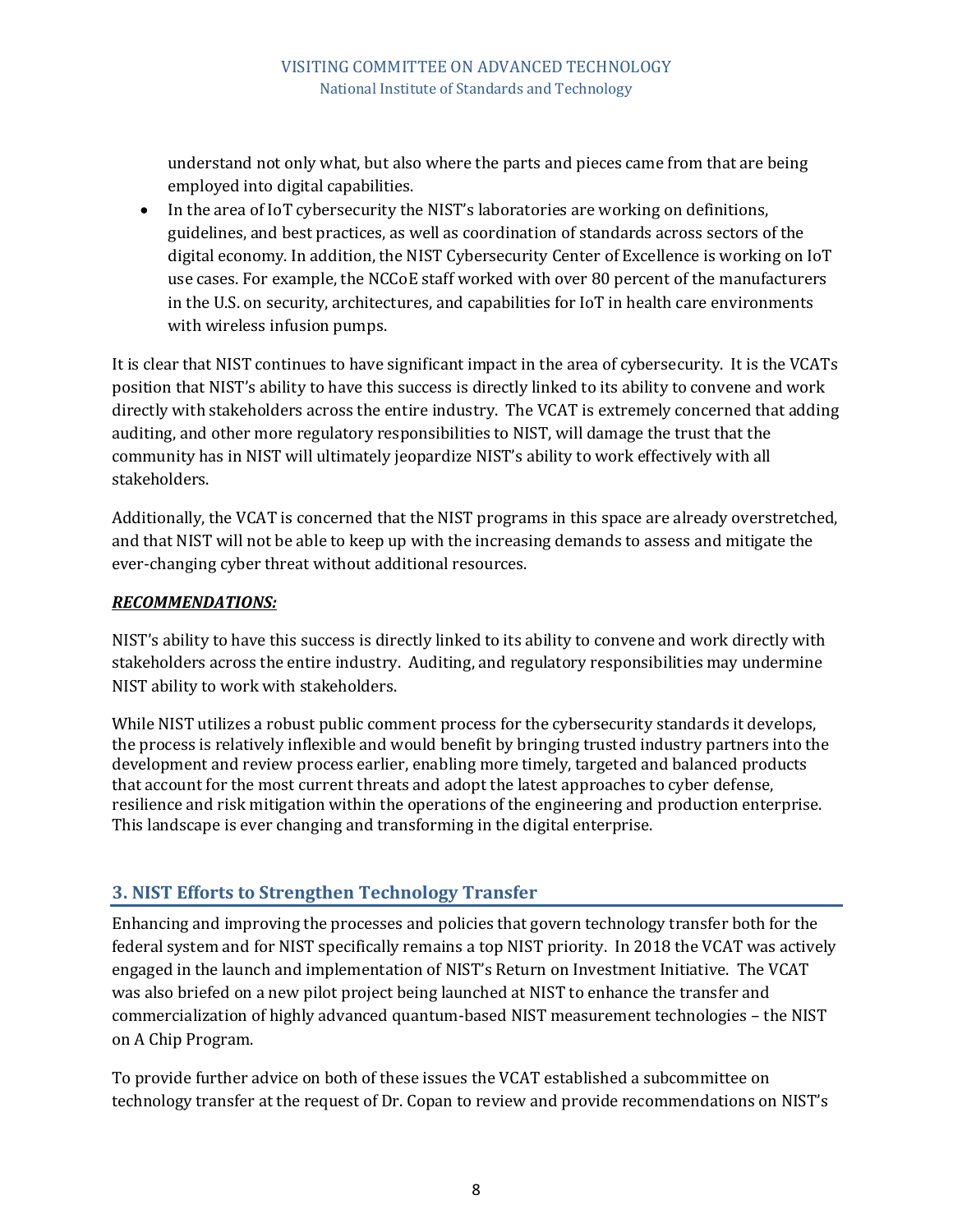understand not only what, but also where the parts and pieces came from that are being employed into digital capabilities.

- In the area of IoT cybersecurity the NIST's laboratories are working on definitions, guidelines, and best practices, as well as coordination of standards across sectors of the digital economy. In addition, the NIST Cybersecurity Center of Excellence is working on IoT use cases. For example, the NCCoE staff worked with over 80 percent of the manufacturers in the U.S. on security, architectures, and capabilities for IoT in health care environments with wireless infusion pumps.

It is clear that NIST continues to have significant impact in the area of cybersecurity. It is the VCATs position that NIST's ability to have this success is directly linked to its ability to convene and work directly with stakeholders across the entire industry. The VCAT is extremely concerned that adding auditing, and other more regulatory responsibilities to NIST, will damage the trust that the community has in NIST will ultimately jeopardize NIST's ability to work effectively with all stakeholders.

Additionally, the VCAT is concerned that the NIST programs in this space are already overstretched, and that NIST will not be able to keep up with the increasing demands to assess and mitigate the ever-changing cyber threat without additional resources.

***RECOMMENDATIONS:***

NIST's ability to have this success is directly linked to its ability to convene and work directly with stakeholders across the entire industry. Auditing, and regulatory responsibilities may undermine NIST ability to work with stakeholders.

While NIST utilizes a robust public comment process for the cybersecurity standards it develops, the process is relatively inflexible and would benefit by bringing trusted industry partners into the development and review process earlier, enabling more timely, targeted and balanced products that account for the most current threats and adopt the latest approaches to cyber defense, resilience and risk mitigation within the operations of the engineering and production enterprise. This landscape is ever changing and transforming in the digital enterprise.

## 3. NIST Efforts to Strengthen Technology Transfer

Enhancing and improving the processes and policies that govern technology transfer both for the federal system and for NIST specifically remains a top NIST priority. In 2018 the VCAT was actively engaged in the launch and implementation of NIST's Return on Investment Initiative. The VCAT was also briefed on a new pilot project being launched at NIST to enhance the transfer and commercialization of highly advanced quantum-based NIST measurement technologies – the NIST on A Chip Program.

To provide further advice on both of these issues the VCAT established a subcommittee on technology transfer at the request of Dr. Copan to review and provide recommendations on NIST's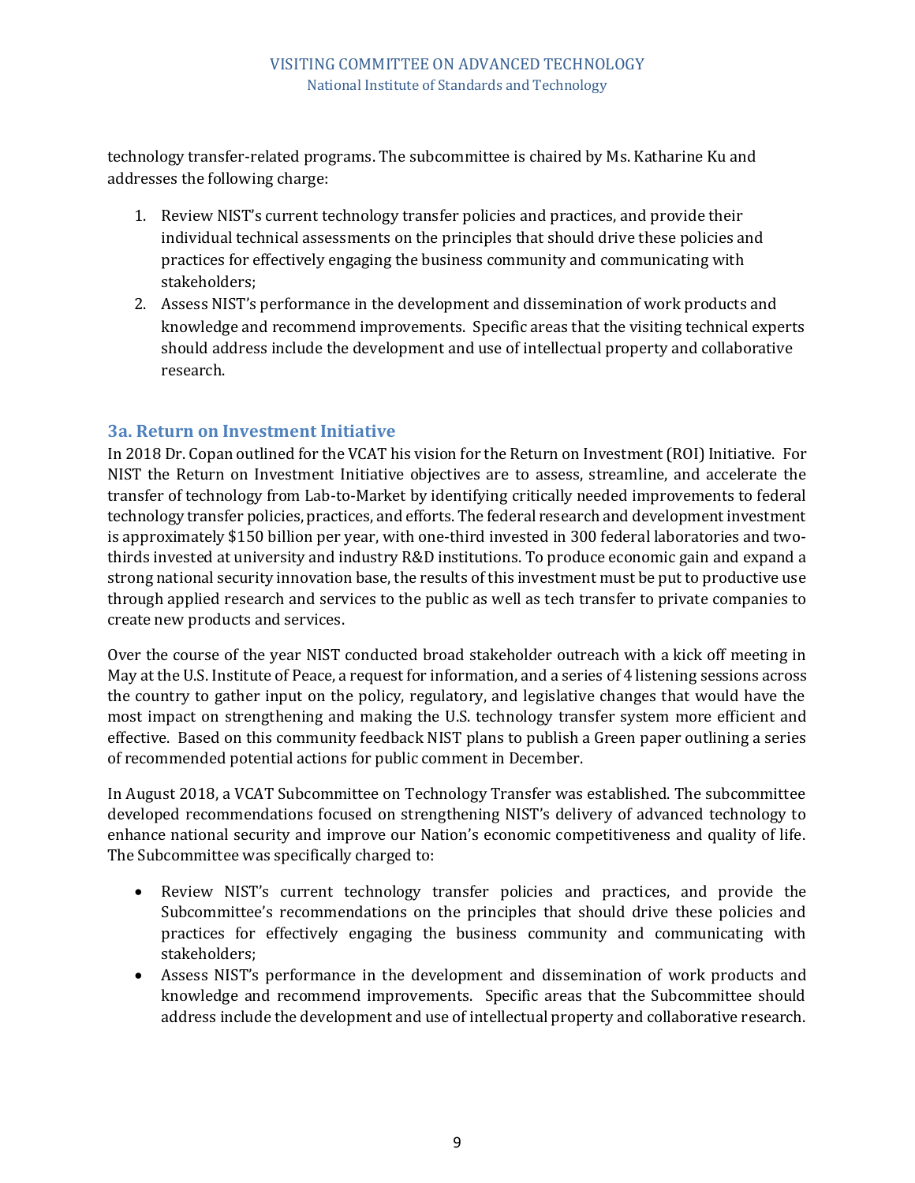technology transfer-related programs. The subcommittee is chaired by Ms. Katharine Ku and addresses the following charge:

1. Review NIST's current technology transfer policies and practices, and provide their individual technical assessments on the principles that should drive these policies and practices for effectively engaging the business community and communicating with stakeholders;
2. Assess NIST's performance in the development and dissemination of work products and knowledge and recommend improvements. Specific areas that the visiting technical experts should address include the development and use of intellectual property and collaborative research.

### 3a. Return on Investment Initiative

In 2018 Dr. Copan outlined for the VCAT his vision for the Return on Investment (ROI) Initiative. For NIST the Return on Investment Initiative objectives are to assess, streamline, and accelerate the transfer of technology from Lab-to-Market by identifying critically needed improvements to federal technology transfer policies, practices, and efforts. The federal research and development investment is approximately $150 billion per year, with one-third invested in 300 federal laboratories and two-thirds invested at university and industry R&D institutions. To produce economic gain and expand a strong national security innovation base, the results of this investment must be put to productive use through applied research and services to the public as well as tech transfer to private companies to create new products and services.

Over the course of the year NIST conducted broad stakeholder outreach with a kick off meeting in May at the U.S. Institute of Peace, a request for information, and a series of 4 listening sessions across the country to gather input on the policy, regulatory, and legislative changes that would have the most impact on strengthening and making the U.S. technology transfer system more efficient and effective. Based on this community feedback NIST plans to publish a Green paper outlining a series of recommended potential actions for public comment in December.

In August 2018, a VCAT Subcommittee on Technology Transfer was established. The subcommittee developed recommendations focused on strengthening NIST's delivery of advanced technology to enhance national security and improve our Nation's economic competitiveness and quality of life. The Subcommittee was specifically charged to:

- Review NIST's current technology transfer policies and practices, and provide the Subcommittee's recommendations on the principles that should drive these policies and practices for effectively engaging the business community and communicating with stakeholders;
- Assess NIST's performance in the development and dissemination of work products and knowledge and recommend improvements. Specific areas that the Subcommittee should address include the development and use of intellectual property and collaborative research.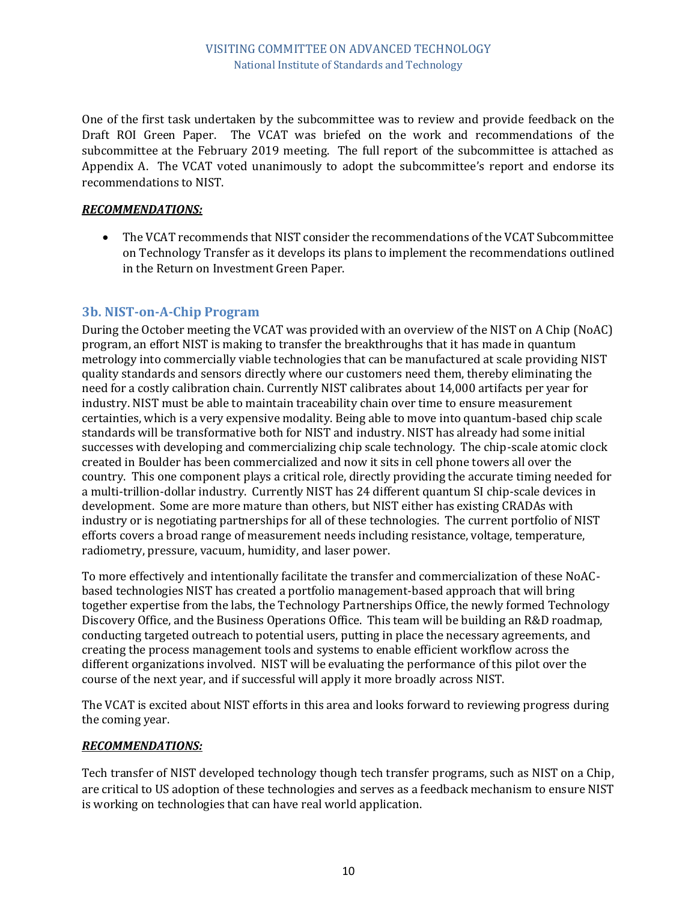One of the first task undertaken by the subcommittee was to review and provide feedback on the Draft ROI Green Paper. The VCAT was briefed on the work and recommendations of the subcommittee at the February 2019 meeting. The full report of the subcommittee is attached as Appendix A. The VCAT voted unanimously to adopt the subcommittee's report and endorse its recommendations to NIST.

***RECOMMENDATIONS:***

- The VCAT recommends that NIST consider the recommendations of the VCAT Subcommittee on Technology Transfer as it develops its plans to implement the recommendations outlined in the Return on Investment Green Paper.

### 3b. NIST-on-A-Chip Program

During the October meeting the VCAT was provided with an overview of the NIST on A Chip (NoAC) program, an effort NIST is making to transfer the breakthroughs that it has made in quantum metrology into commercially viable technologies that can be manufactured at scale providing NIST quality standards and sensors directly where our customers need them, thereby eliminating the need for a costly calibration chain. Currently NIST calibrates about 14,000 artifacts per year for industry. NIST must be able to maintain traceability chain over time to ensure measurement certainties, which is a very expensive modality. Being able to move into quantum-based chip scale standards will be transformative both for NIST and industry. NIST has already had some initial successes with developing and commercializing chip scale technology. The chip-scale atomic clock created in Boulder has been commercialized and now it sits in cell phone towers all over the country. This one component plays a critical role, directly providing the accurate timing needed for a multi-trillion-dollar industry. Currently NIST has 24 different quantum SI chip-scale devices in development. Some are more mature than others, but NIST either has existing CRADAs with industry or is negotiating partnerships for all of these technologies. The current portfolio of NIST efforts covers a broad range of measurement needs including resistance, voltage, temperature, radiometry, pressure, vacuum, humidity, and laser power.

To more effectively and intentionally facilitate the transfer and commercialization of these NoAC-based technologies NIST has created a portfolio management-based approach that will bring together expertise from the labs, the Technology Partnerships Office, the newly formed Technology Discovery Office, and the Business Operations Office. This team will be building an R&D roadmap, conducting targeted outreach to potential users, putting in place the necessary agreements, and creating the process management tools and systems to enable efficient workflow across the different organizations involved. NIST will be evaluating the performance of this pilot over the course of the next year, and if successful will apply it more broadly across NIST.

The VCAT is excited about NIST efforts in this area and looks forward to reviewing progress during the coming year.

***RECOMMENDATIONS:***

Tech transfer of NIST developed technology though tech transfer programs, such as NIST on a Chip, are critical to US adoption of these technologies and serves as a feedback mechanism to ensure NIST is working on technologies that can have real world application.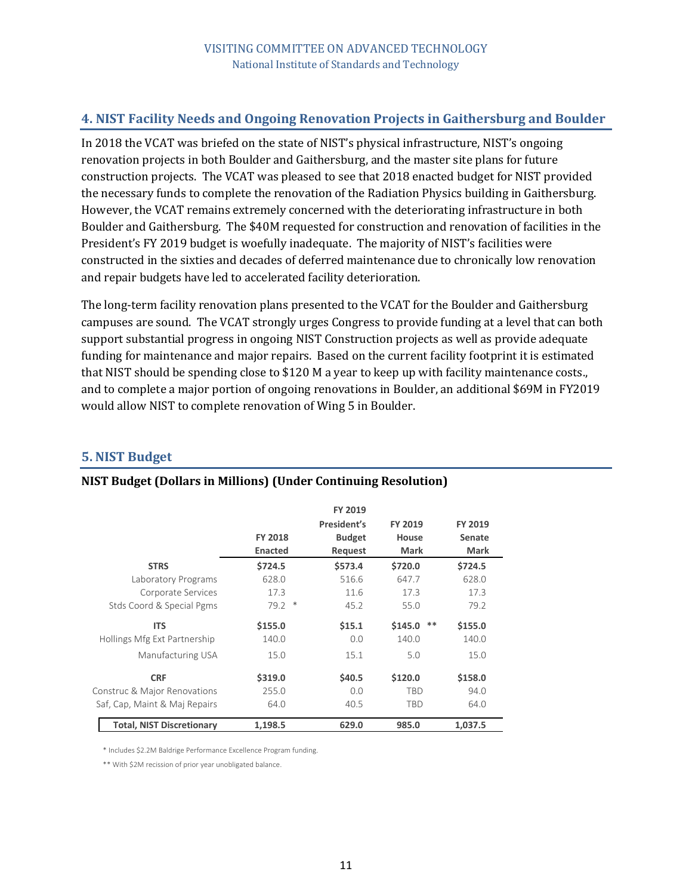## 4. NIST Facility Needs and Ongoing Renovation Projects in Gaithersburg and Boulder

In 2018 the VCAT was briefed on the state of NIST's physical infrastructure, NIST's ongoing renovation projects in both Boulder and Gaithersburg, and the master site plans for future construction projects. The VCAT was pleased to see that 2018 enacted budget for NIST provided the necessary funds to complete the renovation of the Radiation Physics building in Gaithersburg. However, the VCAT remains extremely concerned with the deteriorating infrastructure in both Boulder and Gaithersburg. The $40M requested for construction and renovation of facilities in the President's FY 2019 budget is woefully inadequate. The majority of NIST's facilities were constructed in the sixties and decades of deferred maintenance due to chronically low renovation and repair budgets have led to accelerated facility deterioration.

The long-term facility renovation plans presented to the VCAT for the Boulder and Gaithersburg campuses are sound. The VCAT strongly urges Congress to provide funding at a level that can both support substantial progress in ongoing NIST Construction projects as well as provide adequate funding for maintenance and major repairs. Based on the current facility footprint it is estimated that NIST should be spending close to $120 M a year to keep up with facility maintenance costs., and to complete a major portion of ongoing renovations in Boulder, an additional $69M in FY2019 would allow NIST to complete renovation of Wing 5 in Boulder.

## 5. NIST Budget

**NIST Budget (Dollars in Millions) (Under Continuing Resolution)**

| | FY 2018 Enacted | FY 2019 President's Budget Request | FY 2019 House Mark | FY 2019 Senate Mark |
|---|---|---|---|---|
| **STRS** | **$724.5** | **$573.4** | **$720.0** | **$724.5** |
| Laboratory Programs | 628.0 | 516.6 | 647.7 | 628.0 |
| Corporate Services | 17.3 | 11.6 | 17.3 | 17.3 |
| Stds Coord & Special Pgms | 79.2 * | 45.2 | 55.0 | 79.2 |
| **ITS** | **$155.0** | **$15.1** | **$145.0** ** | **$155.0** |
| Hollings Mfg Ext Partnership | 140.0 | 0.0 | 140.0 | 140.0 |
| Manufacturing USA | 15.0 | 15.1 | 5.0 | 15.0 |
| **CRF** | **$319.0** | **$40.5** | **$120.0** | **$158.0** |
| Construc & Major Renovations | 255.0 | 0.0 | TBD | 94.0 |
| Saf, Cap, Maint & Maj Repairs | 64.0 | 40.5 | TBD | 64.0 |
| **Total, NIST Discretionary** | **1,198.5** | **629.0** | **985.0** | **1,037.5** |

* Includes $2.2M Baldrige Performance Excellence Program funding.

** With $2M rescission of prior year unobligated balance.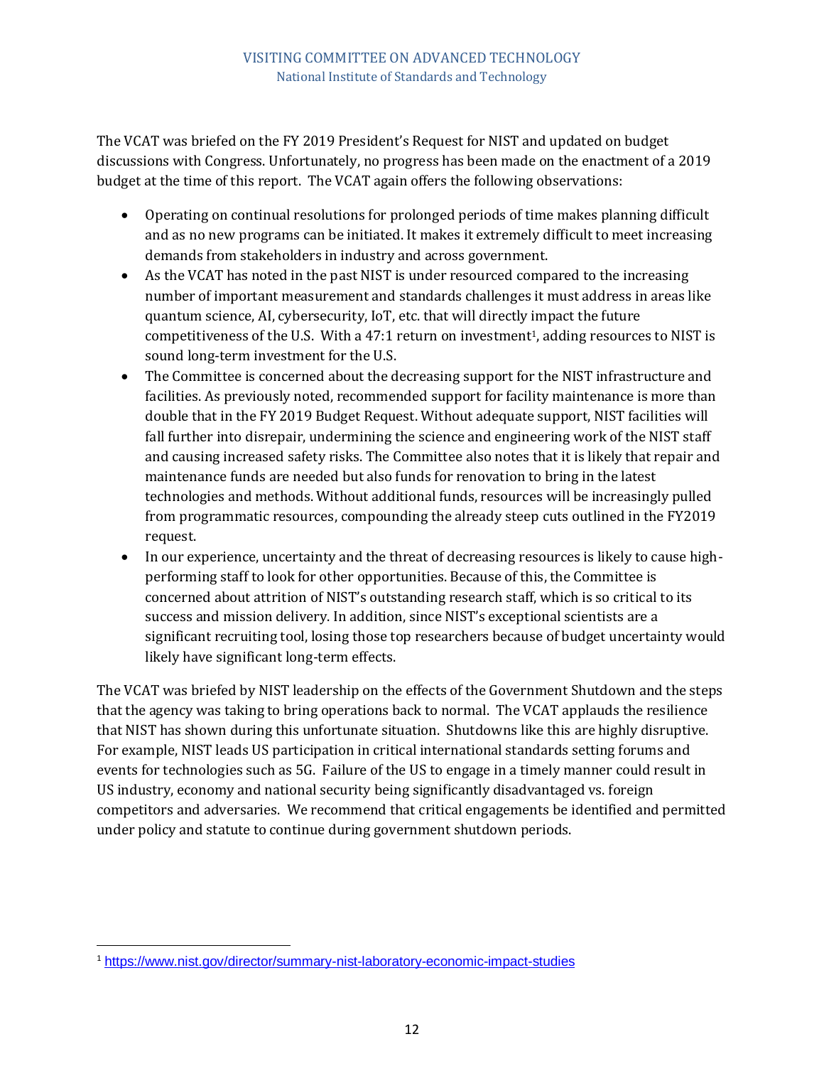The VCAT was briefed on the FY 2019 President's Request for NIST and updated on budget discussions with Congress. Unfortunately, no progress has been made on the enactment of a 2019 budget at the time of this report. The VCAT again offers the following observations:

- Operating on continual resolutions for prolonged periods of time makes planning difficult and as no new programs can be initiated. It makes it extremely difficult to meet increasing demands from stakeholders in industry and across government.
- As the VCAT has noted in the past NIST is under resourced compared to the increasing number of important measurement and standards challenges it must address in areas like quantum science, AI, cybersecurity, IoT, etc. that will directly impact the future competitiveness of the U.S. With a 47:1 return on investment[1], adding resources to NIST is sound long-term investment for the U.S.
- The Committee is concerned about the decreasing support for the NIST infrastructure and facilities. As previously noted, recommended support for facility maintenance is more than double that in the FY 2019 Budget Request. Without adequate support, NIST facilities will fall further into disrepair, undermining the science and engineering work of the NIST staff and causing increased safety risks. The Committee also notes that it is likely that repair and maintenance funds are needed but also funds for renovation to bring in the latest technologies and methods. Without additional funds, resources will be increasingly pulled from programmatic resources, compounding the already steep cuts outlined in the FY2019 request.
- In our experience, uncertainty and the threat of decreasing resources is likely to cause high-performing staff to look for other opportunities. Because of this, the Committee is concerned about attrition of NIST's outstanding research staff, which is so critical to its success and mission delivery. In addition, since NIST's exceptional scientists are a significant recruiting tool, losing those top researchers because of budget uncertainty would likely have significant long-term effects.

The VCAT was briefed by NIST leadership on the effects of the Government Shutdown and the steps that the agency was taking to bring operations back to normal. The VCAT applauds the resilience that NIST has shown during this unfortunate situation. Shutdowns like this are highly disruptive. For example, NIST leads US participation in critical international standards setting forums and events for technologies such as 5G. Failure of the US to engage in a timely manner could result in US industry, economy and national security being significantly disadvantaged vs. foreign competitors and adversaries. We recommend that critical engagements be identified and permitted under policy and statute to continue during government shutdown periods.

---

[1] https://www.nist.gov/director/summary-nist-laboratory-economic-impact-studies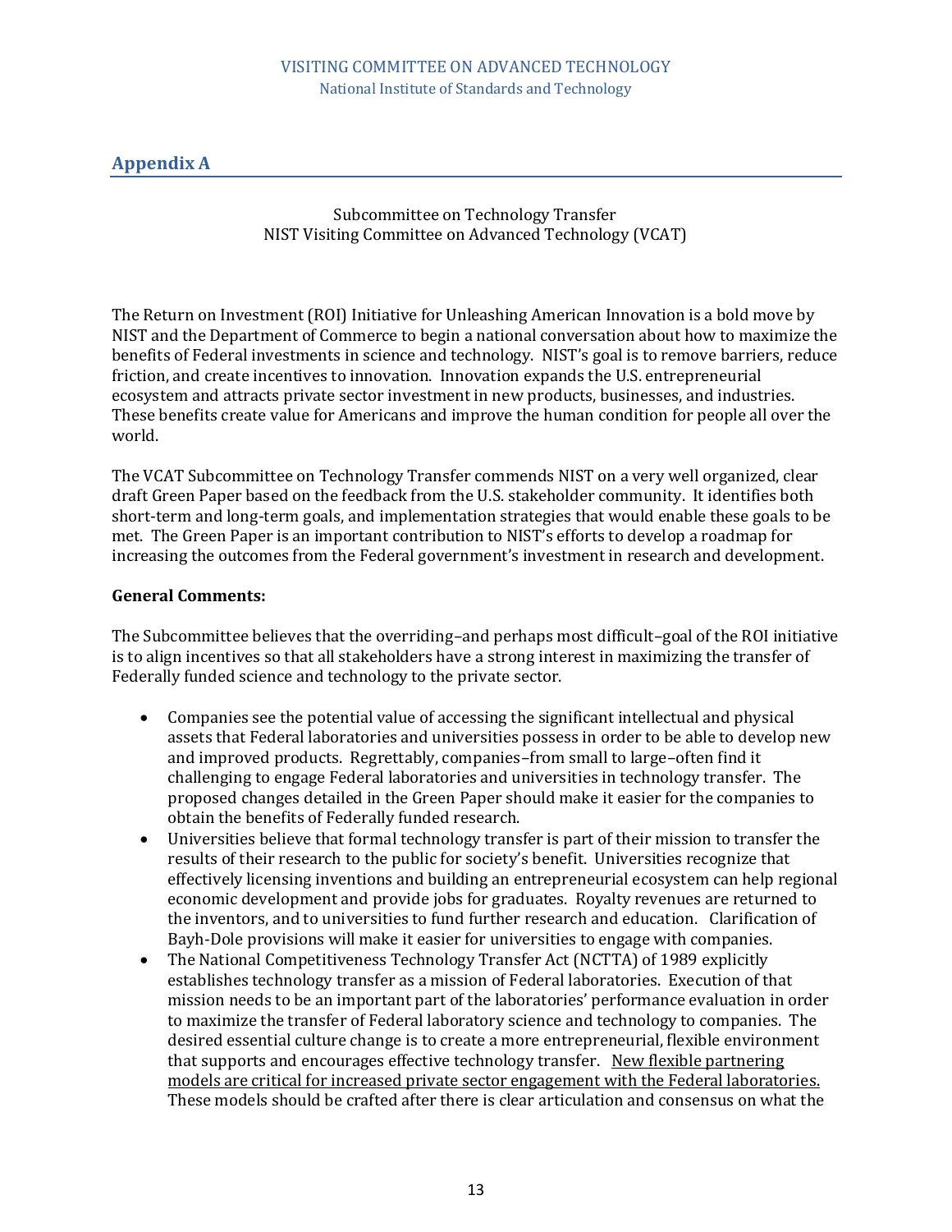## Appendix A

Subcommittee on Technology Transfer
NIST Visiting Committee on Advanced Technology (VCAT)

The Return on Investment (ROI) Initiative for Unleashing American Innovation is a bold move by NIST and the Department of Commerce to begin a national conversation about how to maximize the benefits of Federal investments in science and technology. NIST's goal is to remove barriers, reduce friction, and create incentives to innovation. Innovation expands the U.S. entrepreneurial ecosystem and attracts private sector investment in new products, businesses, and industries. These benefits create value for Americans and improve the human condition for people all over the world.

The VCAT Subcommittee on Technology Transfer commends NIST on a very well organized, clear draft Green Paper based on the feedback from the U.S. stakeholder community. It identifies both short-term and long-term goals, and implementation strategies that would enable these goals to be met. The Green Paper is an important contribution to NIST's efforts to develop a roadmap for increasing the outcomes from the Federal government's investment in research and development.

**General Comments:**

The Subcommittee believes that the overriding–and perhaps most difficult–goal of the ROI initiative is to align incentives so that all stakeholders have a strong interest in maximizing the transfer of Federally funded science and technology to the private sector.

- Companies see the potential value of accessing the significant intellectual and physical assets that Federal laboratories and universities possess in order to be able to develop new and improved products. Regrettably, companies–from small to large–often find it challenging to engage Federal laboratories and universities in technology transfer. The proposed changes detailed in the Green Paper should make it easier for the companies to obtain the benefits of Federally funded research.
- Universities believe that formal technology transfer is part of their mission to transfer the results of their research to the public for society's benefit. Universities recognize that effectively licensing inventions and building an entrepreneurial ecosystem can help regional economic development and provide jobs for graduates. Royalty revenues are returned to the inventors, and to universities to fund further research and education. Clarification of Bayh-Dole provisions will make it easier for universities to engage with companies.
- The National Competitiveness Technology Transfer Act (NCTTA) of 1989 explicitly establishes technology transfer as a mission of Federal laboratories. Execution of that mission needs to be an important part of the laboratories' performance evaluation in order to maximize the transfer of Federal laboratory science and technology to companies. The desired essential culture change is to create a more entrepreneurial, flexible environment that supports and encourages effective technology transfer. <u>New flexible partnering models are critical for increased private sector engagement with the Federal laboratories.</u> These models should be crafted after there is clear articulation and consensus on what the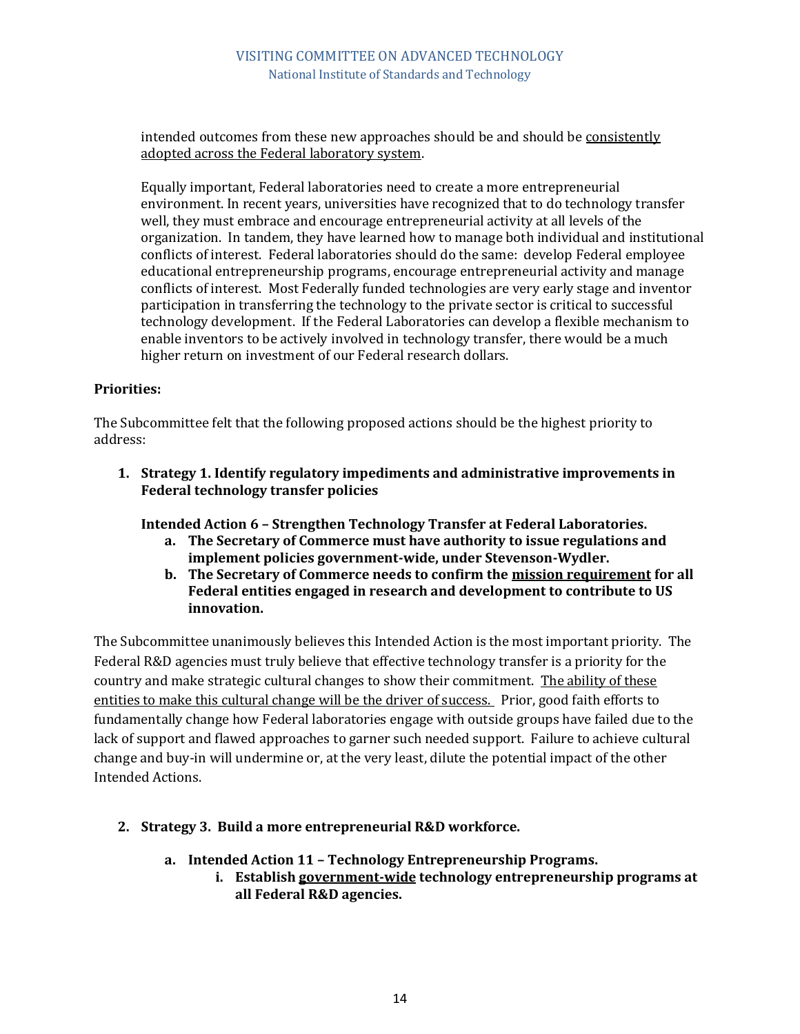intended outcomes from these new approaches should be and should be <u>consistently adopted across the Federal laboratory system</u>.

Equally important, Federal laboratories need to create a more entrepreneurial environment. In recent years, universities have recognized that to do technology transfer well, they must embrace and encourage entrepreneurial activity at all levels of the organization. In tandem, they have learned how to manage both individual and institutional conflicts of interest. Federal laboratories should do the same: develop Federal employee educational entrepreneurship programs, encourage entrepreneurial activity and manage conflicts of interest. Most Federally funded technologies are very early stage and inventor participation in transferring the technology to the private sector is critical to successful technology development. If the Federal Laboratories can develop a flexible mechanism to enable inventors to be actively involved in technology transfer, there would be a much higher return on investment of our Federal research dollars.

**Priorities:**

The Subcommittee felt that the following proposed actions should be the highest priority to address:

1. **Strategy 1. Identify regulatory impediments and administrative improvements in Federal technology transfer policies**

   **Intended Action 6 – Strengthen Technology Transfer at Federal Laboratories.**
   a. **The Secretary of Commerce must have authority to issue regulations and implement policies government-wide, under Stevenson-Wydler.**
   b. **The Secretary of Commerce needs to confirm the <u>mission requirement</u> for all Federal entities engaged in research and development to contribute to US innovation.**

The Subcommittee unanimously believes this Intended Action is the most important priority. The Federal R&D agencies must truly believe that effective technology transfer is a priority for the country and make strategic cultural changes to show their commitment. <u>The ability of these entities to make this cultural change will be the driver of success.</u> Prior, good faith efforts to fundamentally change how Federal laboratories engage with outside groups have failed due to the lack of support and flawed approaches to garner such needed support. Failure to achieve cultural change and buy-in will undermine or, at the very least, dilute the potential impact of the other Intended Actions.

2. **Strategy 3. Build a more entrepreneurial R&D workforce.**

   a. **Intended Action 11 – Technology Entrepreneurship Programs.**
      i. **Establish <u>government-wide</u> technology entrepreneurship programs at all Federal R&D agencies.**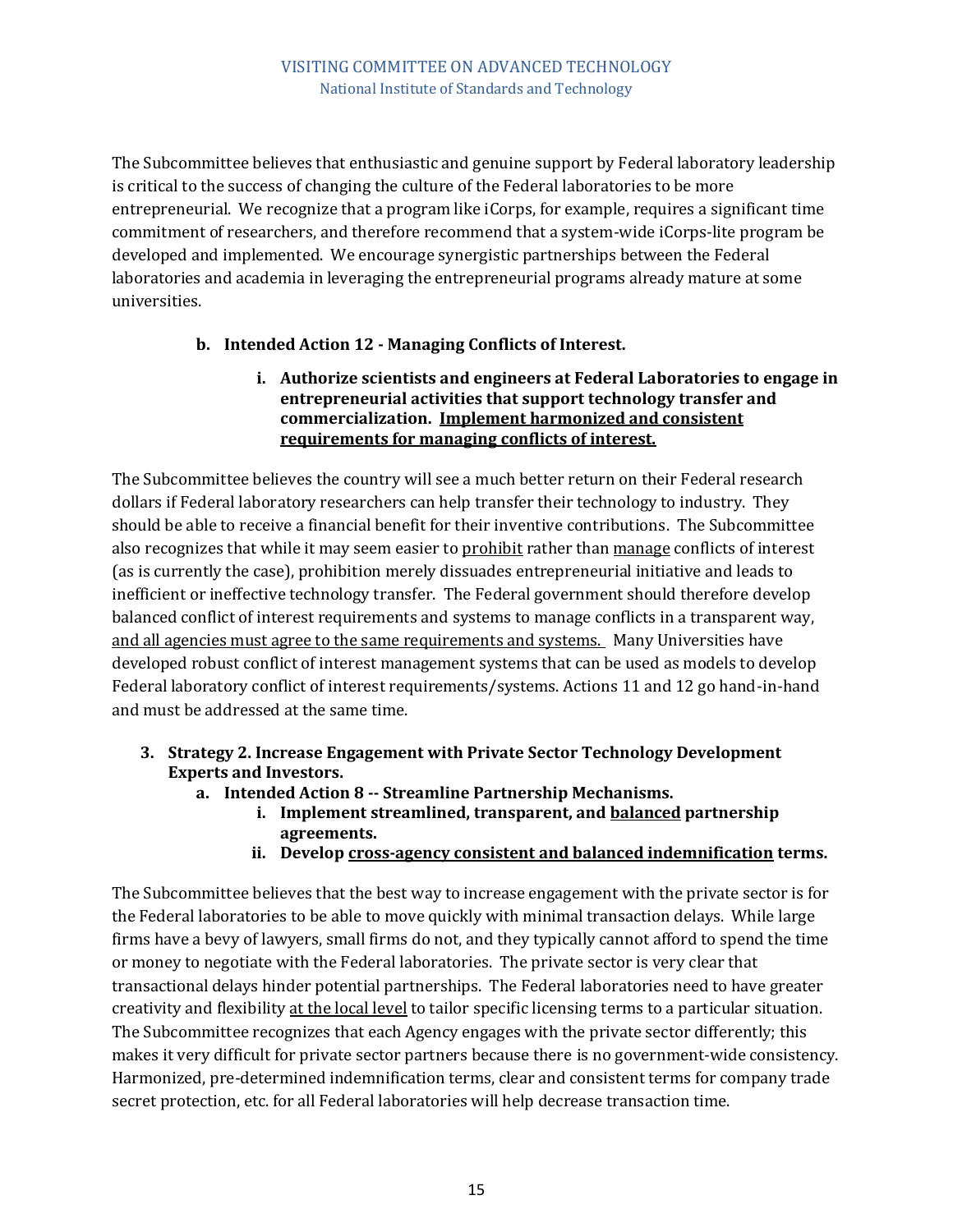The Subcommittee believes that enthusiastic and genuine support by Federal laboratory leadership is critical to the success of changing the culture of the Federal laboratories to be more entrepreneurial. We recognize that a program like iCorps, for example, requires a significant time commitment of researchers, and therefore recommend that a system-wide iCorps-lite program be developed and implemented. We encourage synergistic partnerships between the Federal laboratories and academia in leveraging the entrepreneurial programs already mature at some universities.

- **b. Intended Action 12 - Managing Conflicts of Interest.**
  - **i. Authorize scientists and engineers at Federal Laboratories to engage in entrepreneurial activities that support technology transfer and commercialization. <u>Implement harmonized and consistent requirements for managing conflicts of interest.</u>**

The Subcommittee believes the country will see a much better return on their Federal research dollars if Federal laboratory researchers can help transfer their technology to industry. They should be able to receive a financial benefit for their inventive contributions. The Subcommittee also recognizes that while it may seem easier to <u>prohibit</u> rather than <u>manage</u> conflicts of interest (as is currently the case), prohibition merely dissuades entrepreneurial initiative and leads to inefficient or ineffective technology transfer. The Federal government should therefore develop balanced conflict of interest requirements and systems to manage conflicts in a transparent way, <u>and all agencies must agree to the same requirements and systems.</u> Many Universities have developed robust conflict of interest management systems that can be used as models to develop Federal laboratory conflict of interest requirements/systems. Actions 11 and 12 go hand-in-hand and must be addressed at the same time.

3. **Strategy 2. Increase Engagement with Private Sector Technology Development Experts and Investors.**
   - **a. Intended Action 8 -- Streamline Partnership Mechanisms.**
     - **i. Implement streamlined, transparent, and <u>balanced</u> partnership agreements.**
     - **ii. Develop <u>cross-agency consistent and balanced indemnification</u> terms.**

The Subcommittee believes that the best way to increase engagement with the private sector is for the Federal laboratories to be able to move quickly with minimal transaction delays. While large firms have a bevy of lawyers, small firms do not, and they typically cannot afford to spend the time or money to negotiate with the Federal laboratories. The private sector is very clear that transactional delays hinder potential partnerships. The Federal laboratories need to have greater creativity and flexibility <u>at the local level</u> to tailor specific licensing terms to a particular situation. The Subcommittee recognizes that each Agency engages with the private sector differently; this makes it very difficult for private sector partners because there is no government-wide consistency. Harmonized, pre-determined indemnification terms, clear and consistent terms for company trade secret protection, etc. for all Federal laboratories will help decrease transaction time.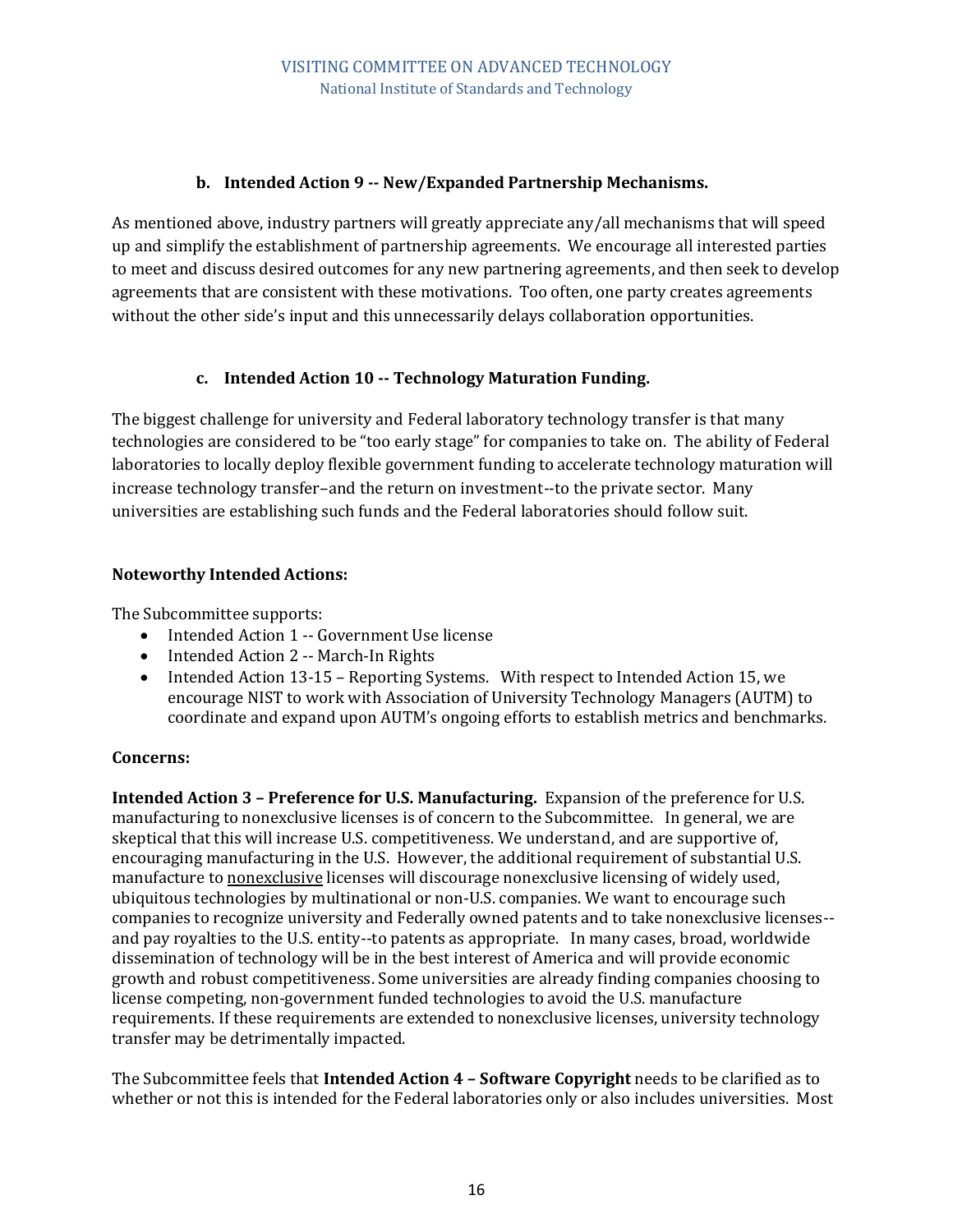### b. Intended Action 9 -- New/Expanded Partnership Mechanisms.

As mentioned above, industry partners will greatly appreciate any/all mechanisms that will speed up and simplify the establishment of partnership agreements. We encourage all interested parties to meet and discuss desired outcomes for any new partnering agreements, and then seek to develop agreements that are consistent with these motivations. Too often, one party creates agreements without the other side's input and this unnecessarily delays collaboration opportunities.

### c. Intended Action 10 -- Technology Maturation Funding.

The biggest challenge for university and Federal laboratory technology transfer is that many technologies are considered to be "too early stage" for companies to take on. The ability of Federal laboratories to locally deploy flexible government funding to accelerate technology maturation will increase technology transfer–and the return on investment--to the private sector. Many universities are establishing such funds and the Federal laboratories should follow suit.

**Noteworthy Intended Actions:**

The Subcommittee supports:

- Intended Action 1 -- Government Use license
- Intended Action 2 -- March-In Rights
- Intended Action 13-15 – Reporting Systems. With respect to Intended Action 15, we encourage NIST to work with Association of University Technology Managers (AUTM) to coordinate and expand upon AUTM's ongoing efforts to establish metrics and benchmarks.

**Concerns:**

**Intended Action 3 – Preference for U.S. Manufacturing.** Expansion of the preference for U.S. manufacturing to nonexclusive licenses is of concern to the Subcommittee. In general, we are skeptical that this will increase U.S. competitiveness. We understand, and are supportive of, encouraging manufacturing in the U.S. However, the additional requirement of substantial U.S. manufacture to <u>nonexclusive</u> licenses will discourage nonexclusive licensing of widely used, ubiquitous technologies by multinational or non-U.S. companies. We want to encourage such companies to recognize university and Federally owned patents and to take nonexclusive licenses--and pay royalties to the U.S. entity--to patents as appropriate. In many cases, broad, worldwide dissemination of technology will be in the best interest of America and will provide economic growth and robust competitiveness. Some universities are already finding companies choosing to license competing, non-government funded technologies to avoid the U.S. manufacture requirements. If these requirements are extended to nonexclusive licenses, university technology transfer may be detrimentally impacted.

The Subcommittee feels that **Intended Action 4 – Software Copyright** needs to be clarified as to whether or not this is intended for the Federal laboratories only or also includes universities. Most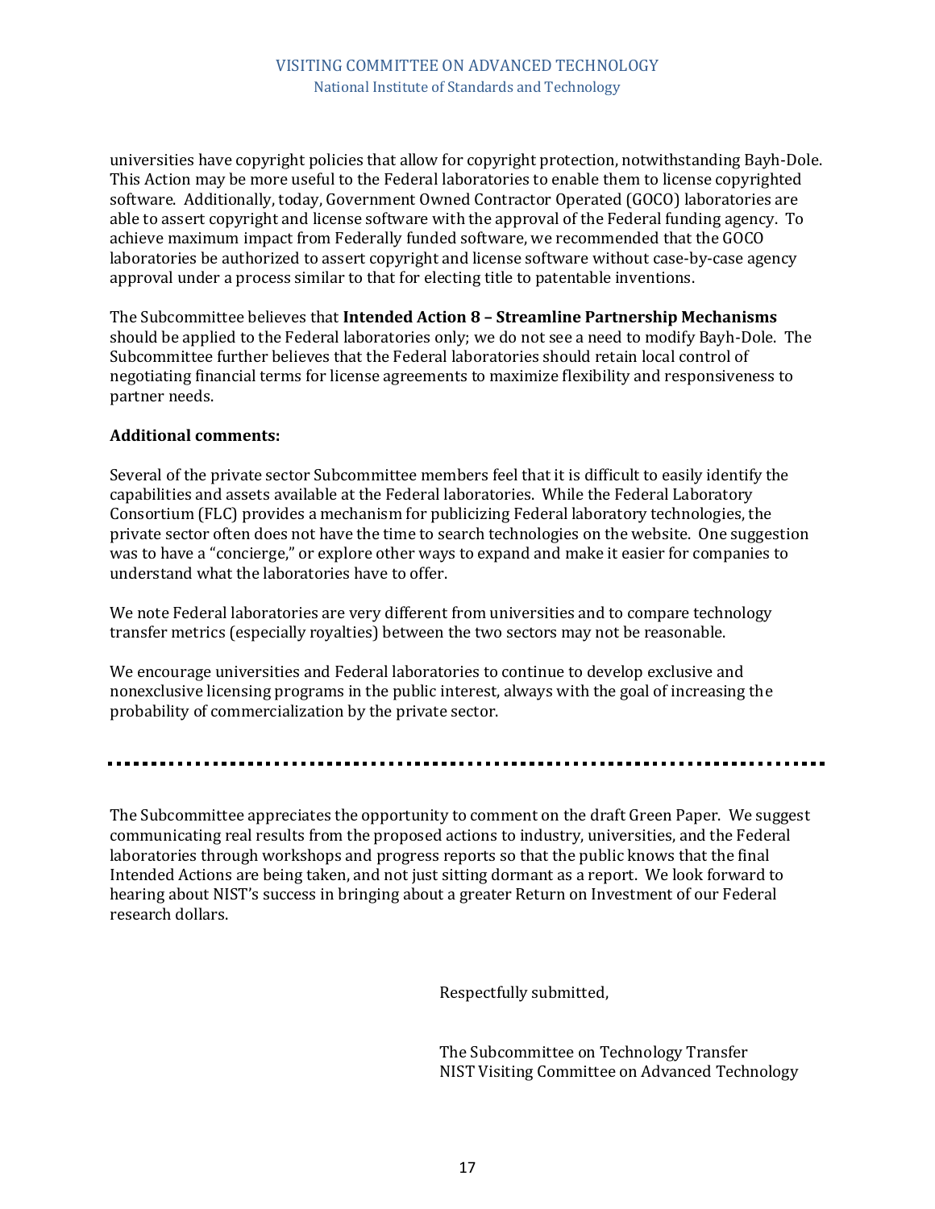universities have copyright policies that allow for copyright protection, notwithstanding Bayh-Dole. This Action may be more useful to the Federal laboratories to enable them to license copyrighted software. Additionally, today, Government Owned Contractor Operated (GOCO) laboratories are able to assert copyright and license software with the approval of the Federal funding agency. To achieve maximum impact from Federally funded software, we recommended that the GOCO laboratories be authorized to assert copyright and license software without case-by-case agency approval under a process similar to that for electing title to patentable inventions.

The Subcommittee believes that **Intended Action 8 – Streamline Partnership Mechanisms** should be applied to the Federal laboratories only; we do not see a need to modify Bayh-Dole. The Subcommittee further believes that the Federal laboratories should retain local control of negotiating financial terms for license agreements to maximize flexibility and responsiveness to partner needs.

**Additional comments:**

Several of the private sector Subcommittee members feel that it is difficult to easily identify the capabilities and assets available at the Federal laboratories. While the Federal Laboratory Consortium (FLC) provides a mechanism for publicizing Federal laboratory technologies, the private sector often does not have the time to search technologies on the website. One suggestion was to have a "concierge," or explore other ways to expand and make it easier for companies to understand what the laboratories have to offer.

We note Federal laboratories are very different from universities and to compare technology transfer metrics (especially royalties) between the two sectors may not be reasonable.

We encourage universities and Federal laboratories to continue to develop exclusive and nonexclusive licensing programs in the public interest, always with the goal of increasing the probability of commercialization by the private sector.

---

The Subcommittee appreciates the opportunity to comment on the draft Green Paper. We suggest communicating real results from the proposed actions to industry, universities, and the Federal laboratories through workshops and progress reports so that the public knows that the final Intended Actions are being taken, and not just sitting dormant as a report. We look forward to hearing about NIST's success in bringing about a greater Return on Investment of our Federal research dollars.

Respectfully submitted,

The Subcommittee on Technology Transfer
NIST Visiting Committee on Advanced Technology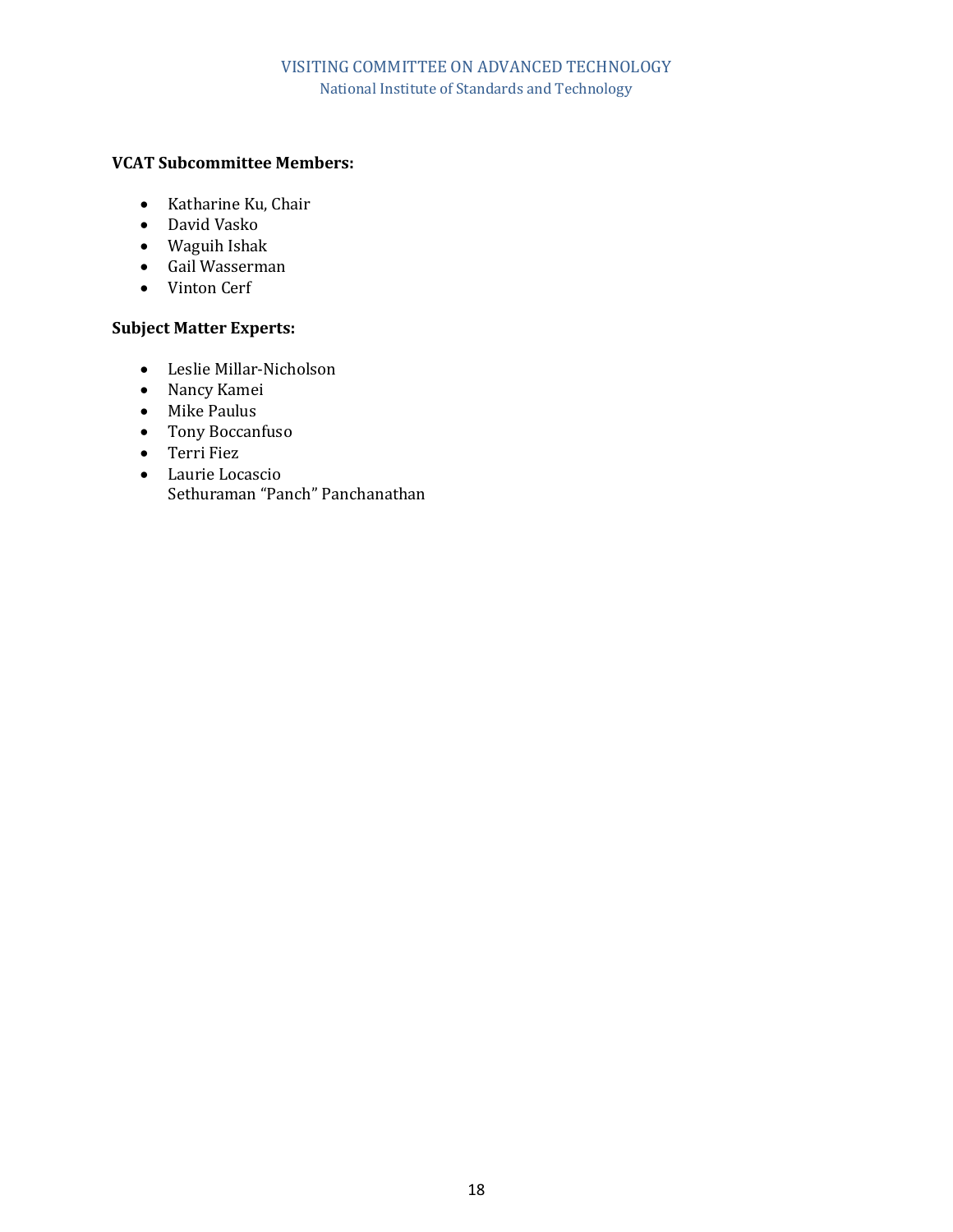**VCAT Subcommittee Members:**

- Katharine Ku, Chair
- David Vasko
- Waguih Ishak
- Gail Wasserman
- Vinton Cerf

**Subject Matter Experts:**

- Leslie Millar-Nicholson
- Nancy Kamei
- Mike Paulus
- Tony Boccanfuso
- Terri Fiez
- Laurie Locascio
  Sethuraman "Panch" Panchanathan